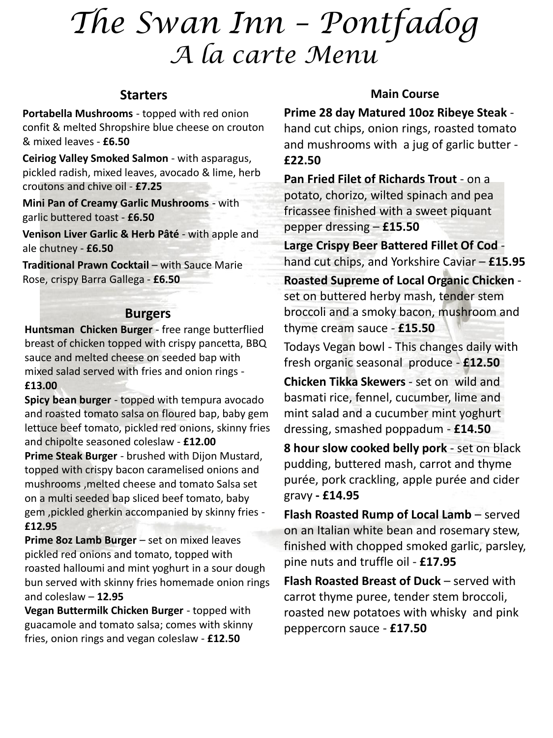# The Swan Inn – Pontfadog
## A la carte Menu

### Starters

**Portabella Mushrooms** - topped with red onion confit & melted Shropshire blue cheese on crouton & mixed leaves - **£6.50**

**Ceiriog Valley Smoked Salmon** - with asparagus, pickled radish, mixed leaves, avocado & lime, herb croutons and chive oil - **£7.25**

**Mini Pan of Creamy Garlic Mushrooms** - with garlic buttered toast - **£6.50**

**Venison Liver Garlic & Herb Pâté** - with apple and ale chutney - **£6.50**

**Traditional Prawn Cocktail** – with Sauce Marie Rose, crispy Barra Gallega - **£6.50**

### Burgers

**Huntsman Chicken Burger** - free range butterflied breast of chicken topped with crispy pancetta, BBQ sauce and melted cheese on seeded bap with mixed salad served with fries and onion rings - **£13.00**

**Spicy bean burger** - topped with tempura avocado and roasted tomato salsa on floured bap, baby gem lettuce beef tomato, pickled red onions, skinny fries and chipolte seasoned coleslaw - **£12.00**

**Prime Steak Burger** - brushed with Dijon Mustard, topped with crispy bacon caramelised onions and mushrooms ,melted cheese and tomato Salsa set on a multi seeded bap sliced beef tomato, baby gem ,pickled gherkin accompanied by skinny fries - **£12.95**

**Prime 8oz Lamb Burger** – set on mixed leaves pickled red onions and tomato, topped with roasted halloumi and mint yoghurt in a sour dough bun served with skinny fries homemade onion rings and coleslaw – **12.95**

**Vegan Buttermilk Chicken Burger** - topped with guacamole and tomato salsa; comes with skinny fries, onion rings and vegan coleslaw - **£12.50**

### Main Course

**Prime 28 day Matured 10oz Ribeye Steak** - hand cut chips, onion rings, roasted tomato and mushrooms with a jug of garlic butter - **£22.50**

**Pan Fried Filet of Richards Trout** - on a potato, chorizo, wilted spinach and pea fricassee finished with a sweet piquant pepper dressing – **£15.50**

**Large Crispy Beer Battered Fillet Of Cod** - hand cut chips, and Yorkshire Caviar – **£15.95**

**Roasted Supreme of Local Organic Chicken** - set on buttered herby mash, tender stem broccoli and a smoky bacon, mushroom and thyme cream sauce - **£15.50**

Todays Vegan bowl - This changes daily with fresh organic seasonal produce - **£12.50**

**Chicken Tikka Skewers** - set on wild and basmati rice, fennel, cucumber, lime and mint salad and a cucumber mint yoghurt dressing, smashed poppadum - **£14.50**

**8 hour slow cooked belly pork** - set on black pudding, buttered mash, carrot and thyme purée, pork crackling, apple purée and cider gravy **- £14.95**

**Flash Roasted Rump of Local Lamb** – served on an Italian white bean and rosemary stew, finished with chopped smoked garlic, parsley, pine nuts and truffle oil - **£17.95**

**Flash Roasted Breast of Duck** – served with carrot thyme puree, tender stem broccoli, roasted new potatoes with whisky and pink peppercorn sauce - **£17.50**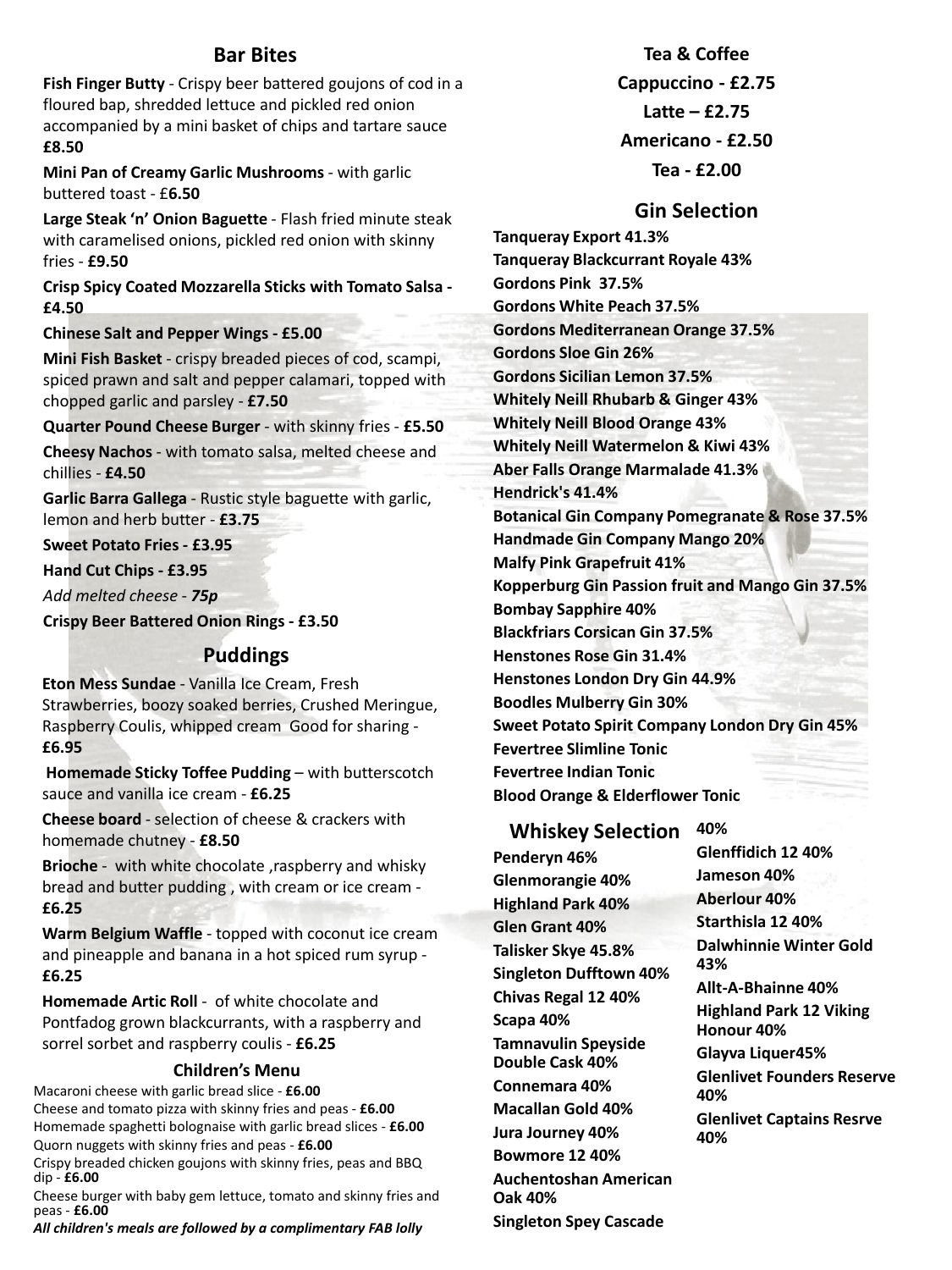## Bar Bites

**Fish Finger Butty** - Crispy beer battered goujons of cod in a floured bap, shredded lettuce and pickled red onion accompanied by a mini basket of chips and tartare sauce **£8.50**

**Mini Pan of Creamy Garlic Mushrooms** - with garlic buttered toast - £**6.50**

**Large Steak 'n' Onion Baguette** - Flash fried minute steak with caramelised onions, pickled red onion with skinny fries - **£9.50**

**Crisp Spicy Coated Mozzarella Sticks with Tomato Salsa - £4.50**

**Chinese Salt and Pepper Wings - £5.00**

**Mini Fish Basket** - crispy breaded pieces of cod, scampi, spiced prawn and salt and pepper calamari, topped with chopped garlic and parsley - **£7.50**

**Quarter Pound Cheese Burger** - with skinny fries - **£5.50**

**Cheesy Nachos** - with tomato salsa, melted cheese and chillies - **£4.50**

**Garlic Barra Gallega** - Rustic style baguette with garlic, lemon and herb butter - **£3.75**

**Sweet Potato Fries - £3.95**

**Hand Cut Chips - £3.95**

*Add melted cheese - **75p***

**Crispy Beer Battered Onion Rings - £3.50**

## Puddings

**Eton Mess Sundae** - Vanilla Ice Cream, Fresh Strawberries, boozy soaked berries, Crushed Meringue, Raspberry Coulis, whipped cream Good for sharing - **£6.95**

**Homemade Sticky Toffee Pudding** – with butterscotch sauce and vanilla ice cream - **£6.25**

**Cheese board** - selection of cheese & crackers with homemade chutney - **£8.50**

**Brioche** - with white chocolate ,raspberry and whisky bread and butter pudding , with cream or ice cream - **£6.25**

**Warm Belgium Waffle** - topped with coconut ice cream and pineapple and banana in a hot spiced rum syrup - **£6.25**

**Homemade Artic Roll** - of white chocolate and Pontfadog grown blackcurrants, with a raspberry and sorrel sorbet and raspberry coulis - **£6.25**

### Children's Menu

Macaroni cheese with garlic bread slice - **£6.00**
Cheese and tomato pizza with skinny fries and peas - **£6.00**
Homemade spaghetti bolognaise with garlic bread slices - **£6.00**
Quorn nuggets with skinny fries and peas - **£6.00**
Crispy breaded chicken goujons with skinny fries, peas and BBQ dip - **£6.00**
Cheese burger with baby gem lettuce, tomato and skinny fries and peas - **£6.00**

***All children's meals are followed by a complimentary FAB lolly***

## Tea & Coffee

**Cappuccino - £2.75**
**Latte – £2.75**
**Americano - £2.50**
**Tea - £2.00**

## Gin Selection

**Tanqueray Export 41.3%**
**Tanqueray Blackcurrant Royale 43%**
**Gordons Pink 37.5%**
**Gordons White Peach 37.5%**
**Gordons Mediterranean Orange 37.5%**
**Gordons Sloe Gin 26%**
**Gordons Sicilian Lemon 37.5%**
**Whitely Neill Rhubarb & Ginger 43%**
**Whitely Neill Blood Orange 43%**
**Whitely Neill Watermelon & Kiwi 43%**
**Aber Falls Orange Marmalade 41.3%**
**Hendrick's 41.4%**
**Botanical Gin Company Pomegranate & Rose 37.5%**
**Handmade Gin Company Mango 20%**
**Malfy Pink Grapefruit 41%**
**Kopperburg Gin Passion fruit and Mango Gin 37.5%**
**Bombay Sapphire 40%**
**Blackfriars Corsican Gin 37.5%**
**Henstones Rose Gin 31.4%**
**Henstones London Dry Gin 44.9%**
**Boodles Mulberry Gin 30%**
**Sweet Potato Spirit Company London Dry Gin 45%**
**Fevertree Slimline Tonic**
**Fevertree Indian Tonic**
**Blood Orange & Elderflower Tonic**

## Whiskey Selection

**Penderyn 46%**
**Glenmorangie 40%**
**Highland Park 40%**
**Glen Grant 40%**
**Talisker Skye 45.8%**
**Singleton Dufftown 40%**
**Chivas Regal 12 40%**
**Scapa 40%**
**Tamnavulin Speyside Double Cask 40%**
**Connemara 40%**
**Macallan Gold 40%**
**Jura Journey 40%**
**Bowmore 12 40%**
**Auchentoshan American Oak 40%**
**Singleton Spey Cascade 40%**
**Glenffidich 12 40%**
**Jameson 40%**
**Aberlour 40%**
**Starthisla 12 40%**
**Dalwhinnie Winter Gold 43%**
**Allt-A-Bhainne 40%**
**Highland Park 12 Viking Honour 40%**
**Glayva Liquer45%**
**Glenlivet Founders Reserve 40%**
**Glenlivet Captains Resrve 40%**